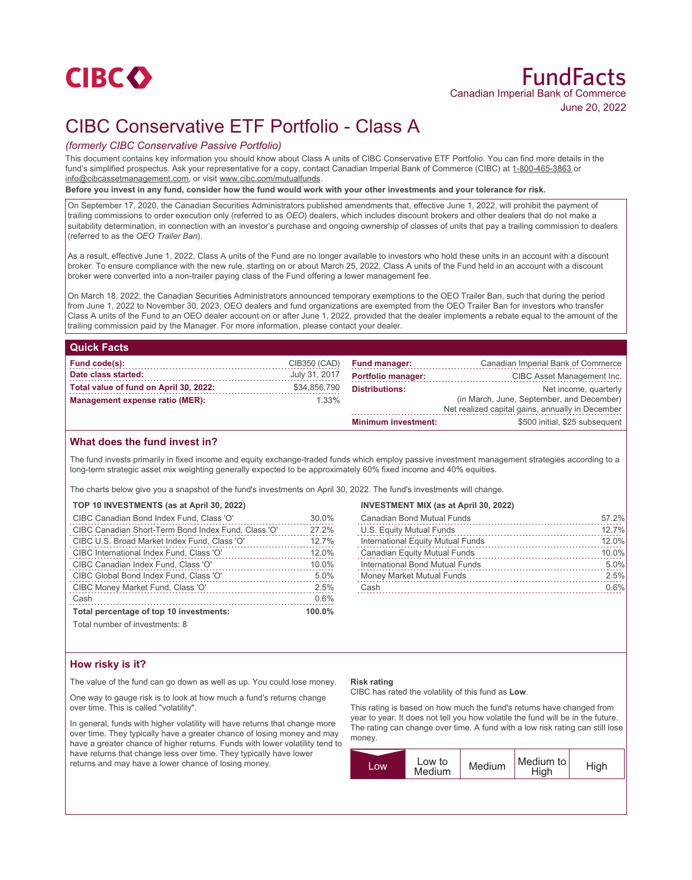CIBC

# FundFacts

Canadian Imperial Bank of Commerce

June 20, 2022

# CIBC Conservative ETF Portfolio - Class A

*(formerly CIBC Conservative Passive Portfolio)*

This document contains key information you should know about Class A units of CIBC Conservative ETF Portfolio. You can find more details in the fund's simplified prospectus. Ask your representative for a copy, contact Canadian Imperial Bank of Commerce (CIBC) at 1-800-465-3863 or info@cibcassetmanagement.com, or visit www.cibc.com/mutualfunds.

**Before you invest in any fund, consider how the fund would work with your other investments and your tolerance for risk.**

On September 17, 2020, the Canadian Securities Administrators published amendments that, effective June 1, 2022, will prohibit the payment of trailing commissions to order execution only (referred to as *OEO*) dealers, which includes discount brokers and other dealers that do not make a suitability determination, in connection with an investor's purchase and ongoing ownership of classes of units that pay a trailing commission to dealers (referred to as the *OEO Trailer Ban*).

As a result, effective June 1, 2022, Class A units of the Fund are no longer available to investors who hold these units in an account with a discount broker. To ensure compliance with the new rule, starting on or about March 25, 2022, Class A units of the Fund held in an account with a discount broker were converted into a non-trailer paying class of the Fund offering a lower management fee.

On March 18, 2022, the Canadian Securities Administrators announced temporary exemptions to the OEO Trailer Ban, such that during the period from June 1, 2022 to November 30, 2023, OEO dealers and fund organizations are exempted from the OEO Trailer Ban for investors who transfer Class A units of the Fund to an OEO dealer account on or after June 1, 2022, provided that the dealer implements a rebate equal to the amount of the trailing commission paid by the Manager. For more information, please contact your dealer.

## Quick Facts

| | |
|---|---|
| **Fund code(s):** | CIB350 (CAD) |
| **Date class started:** | July 31, 2017 |
| **Total value of fund on April 30, 2022:** | $34,856,790 |
| **Management expense ratio (MER):** | 1.33% |
| **Fund manager:** | Canadian Imperial Bank of Commerce |
| **Portfolio manager:** | CIBC Asset Management Inc. |
| **Distributions:** | Net income, quarterly (in March, June, September, and December) Net realized capital gains, annually in December |
| **Minimum investment:** | $500 initial, $25 subsequent |

## What does the fund invest in?

The fund invests primarily in fixed income and equity exchange-traded funds which employ passive investment management strategies according to a long-term strategic asset mix weighting generally expected to be approximately 60% fixed income and 40% equities.

The charts below give you a snapshot of the fund's investments on April 30, 2022. The fund's investments will change.

**TOP 10 INVESTMENTS (as at April 30, 2022)**

| | |
|---|---|
| CIBC Canadian Bond Index Fund, Class 'O' | 30.0% |
| CIBC Canadian Short-Term Bond Index Fund, Class 'O' | 27.2% |
| CIBC U.S. Broad Market Index Fund, Class 'O' | 12.7% |
| CIBC International Index Fund, Class 'O' | 12.0% |
| CIBC Canadian Index Fund, Class 'O' | 10.0% |
| CIBC Global Bond Index Fund, Class 'O' | 5.0% |
| CIBC Money Market Fund, Class 'O' | 2.5% |
| Cash | 0.6% |
| **Total percentage of top 10 investments:** | **100.0%** |

Total number of investments: 8

**INVESTMENT MIX (as at April 30, 2022)**

| | |
|---|---|
| Canadian Bond Mutual Funds | 57.2% |
| U.S. Equity Mutual Funds | 12.7% |
| International Equity Mutual Funds | 12.0% |
| Canadian Equity Mutual Funds | 10.0% |
| International Bond Mutual Funds | 5.0% |
| Money Market Mutual Funds | 2.5% |
| Cash | 0.6% |

## How risky is it?

The value of the fund can go down as well as up. You could lose money.

One way to gauge risk is to look at how much a fund's returns change over time. This is called "volatility".

In general, funds with higher volatility will have returns that change more over time. They typically have a greater chance of losing money and may have a greater chance of higher returns. Funds with lower volatility tend to have returns that change less over time. They typically have lower returns and may have a lower chance of losing money.

**Risk rating**

CIBC has rated the volatility of this fund as **Low**.

This rating is based on how much the fund's returns have changed from year to year. It does not tell you how volatile the fund will be in the future. The rating can change over time. A fund with a low risk rating can still lose money.

| **Low** | Low to Medium | Medium | Medium to High | High |
|---|---|---|---|---|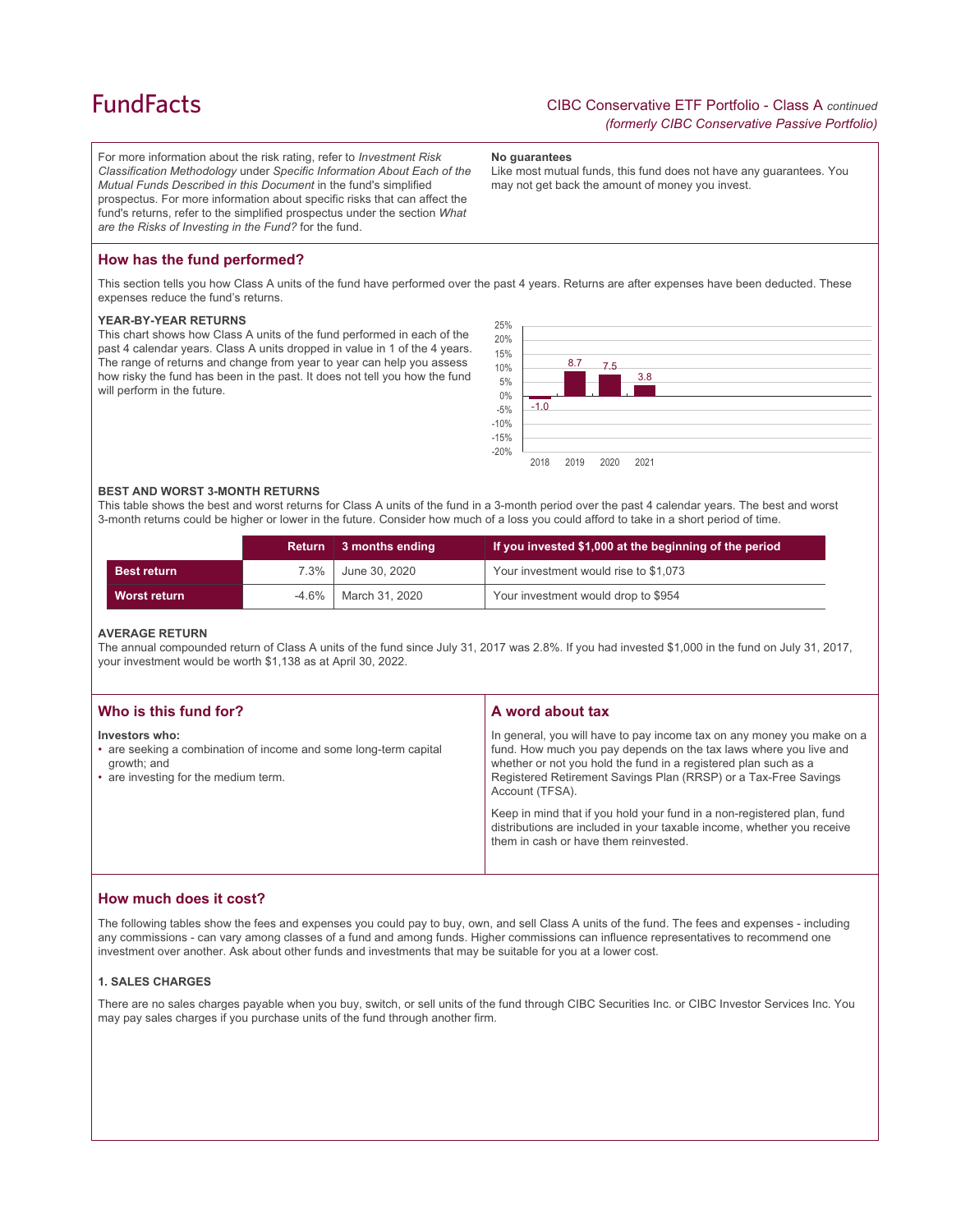# FundFacts

CIBC Conservative ETF Portfolio - Class A *continued*
*(formerly CIBC Conservative Passive Portfolio)*

For more information about the risk rating, refer to *Investment Risk Classification Methodology* under *Specific Information About Each of the Mutual Funds Described in this Document* in the fund's simplified prospectus. For more information about specific risks that can affect the fund's returns, refer to the simplified prospectus under the section *What are the Risks of Investing in the Fund?* for the fund.

**No guarantees**
Like most mutual funds, this fund does not have any guarantees. You may not get back the amount of money you invest.

## How has the fund performed?

This section tells you how Class A units of the fund have performed over the past 4 years. Returns are after expenses have been deducted. These expenses reduce the fund's returns.

### YEAR-BY-YEAR RETURNS

This chart shows how Class A units of the fund performed in each of the past 4 calendar years. Class A units dropped in value in 1 of the 4 years. The range of returns and change from year to year can help you assess how risky the fund has been in the past. It does not tell you how the fund will perform in the future.

| Year | Return (%) |
|---|---|
| 2018 | -1.0 |
| 2019 | 8.7 |
| 2020 | 7.5 |
| 2021 | 3.8 |

### BEST AND WORST 3-MONTH RETURNS

This table shows the best and worst returns for Class A units of the fund in a 3-month period over the past 4 calendar years. The best and worst 3-month returns could be higher or lower in the future. Consider how much of a loss you could afford to take in a short period of time.

| | Return | 3 months ending | If you invested $1,000 at the beginning of the period |
|---|---|---|---|
| **Best return** | 7.3% | June 30, 2020 | Your investment would rise to $1,073 |
| **Worst return** | -4.6% | March 31, 2020 | Your investment would drop to $954 |

### AVERAGE RETURN

The annual compounded return of Class A units of the fund since July 31, 2017 was 2.8%. If you had invested $1,000 in the fund on July 31, 2017, your investment would be worth $1,138 as at April 30, 2022.

## Who is this fund for?

**Investors who:**

- are seeking a combination of income and some long-term capital growth; and
- are investing for the medium term.

## A word about tax

In general, you will have to pay income tax on any money you make on a fund. How much you pay depends on the tax laws where you live and whether or not you hold the fund in a registered plan such as a Registered Retirement Savings Plan (RRSP) or a Tax-Free Savings Account (TFSA).

Keep in mind that if you hold your fund in a non-registered plan, fund distributions are included in your taxable income, whether you receive them in cash or have them reinvested.

## How much does it cost?

The following tables show the fees and expenses you could pay to buy, own, and sell Class A units of the fund. The fees and expenses - including any commissions - can vary among classes of a fund and among funds. Higher commissions can influence representatives to recommend one investment over another. Ask about other funds and investments that may be suitable for you at a lower cost.

### 1. SALES CHARGES

There are no sales charges payable when you buy, switch, or sell units of the fund through CIBC Securities Inc. or CIBC Investor Services Inc. You may pay sales charges if you purchase units of the fund through another firm.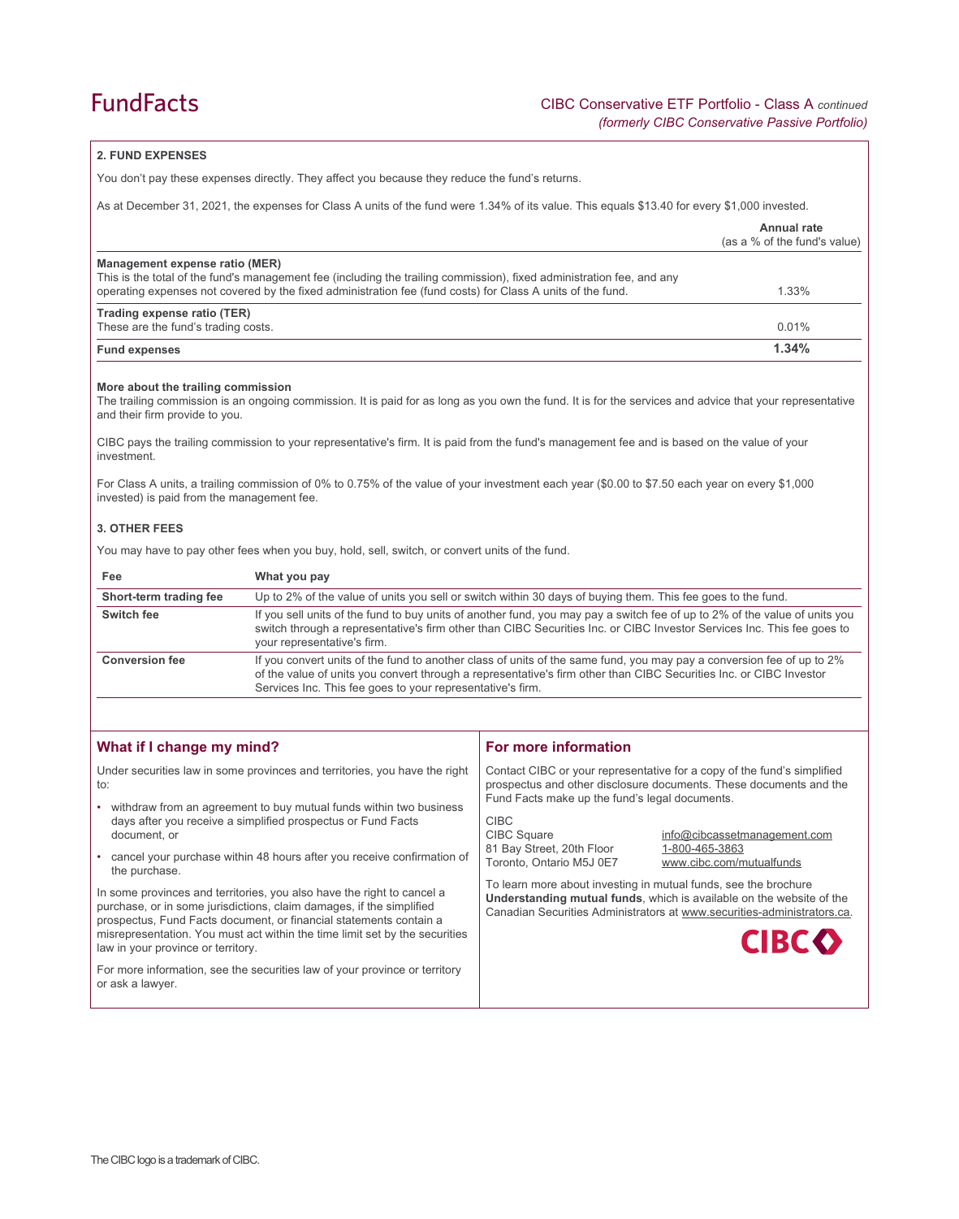## 2. FUND EXPENSES

You don't pay these expenses directly. They affect you because they reduce the fund's returns.

As at December 31, 2021, the expenses for Class A units of the fund were 1.34% of its value. This equals $13.40 for every $1,000 invested.

| | Annual rate (as a % of the fund's value) |
|---|---|
| **Management expense ratio (MER)** This is the total of the fund's management fee (including the trailing commission), fixed administration fee, and any operating expenses not covered by the fixed administration fee (fund costs) for Class A units of the fund. | 1.33% |
| **Trading expense ratio (TER)** These are the fund's trading costs. | 0.01% |
| **Fund expenses** | **1.34%** |

**More about the trailing commission**

The trailing commission is an ongoing commission. It is paid for as long as you own the fund. It is for the services and advice that your representative and their firm provide to you.

CIBC pays the trailing commission to your representative's firm. It is paid from the fund's management fee and is based on the value of your investment.

For Class A units, a trailing commission of 0% to 0.75% of the value of your investment each year ($0.00 to $7.50 each year on every $1,000 invested) is paid from the management fee.

## 3. OTHER FEES

You may have to pay other fees when you buy, hold, sell, switch, or convert units of the fund.

| Fee | What you pay |
|---|---|
| **Short-term trading fee** | Up to 2% of the value of units you sell or switch within 30 days of buying them. This fee goes to the fund. |
| **Switch fee** | If you sell units of the fund to buy units of another fund, you may pay a switch fee of up to 2% of the value of units you switch through a representative's firm other than CIBC Securities Inc. or CIBC Investor Services Inc. This fee goes to your representative's firm. |
| **Conversion fee** | If you convert units of the fund to another class of units of the same fund, you may pay a conversion fee of up to 2% of the value of units you convert through a representative's firm other than CIBC Securities Inc. or CIBC Investor Services Inc. This fee goes to your representative's firm. |

## What if I change my mind?

Under securities law in some provinces and territories, you have the right to:

- withdraw from an agreement to buy mutual funds within two business days after you receive a simplified prospectus or Fund Facts document, or
- cancel your purchase within 48 hours after you receive confirmation of the purchase.

In some provinces and territories, you also have the right to cancel a purchase, or in some jurisdictions, claim damages, if the simplified prospectus, Fund Facts document, or financial statements contain a misrepresentation. You must act within the time limit set by the securities law in your province or territory.

For more information, see the securities law of your province or territory or ask a lawyer.

## For more information

Contact CIBC or your representative for a copy of the fund's simplified prospectus and other disclosure documents. These documents and the Fund Facts make up the fund's legal documents.

CIBC
CIBC Square
81 Bay Street, 20th Floor
Toronto, Ontario M5J 0E7

info@cibcassetmanagement.com
1-800-465-3863
www.cibc.com/mutualfunds

To learn more about investing in mutual funds, see the brochure **Understanding mutual funds**, which is available on the website of the Canadian Securities Administrators at www.securities-administrators.ca.

The CIBC logo is a trademark of CIBC.